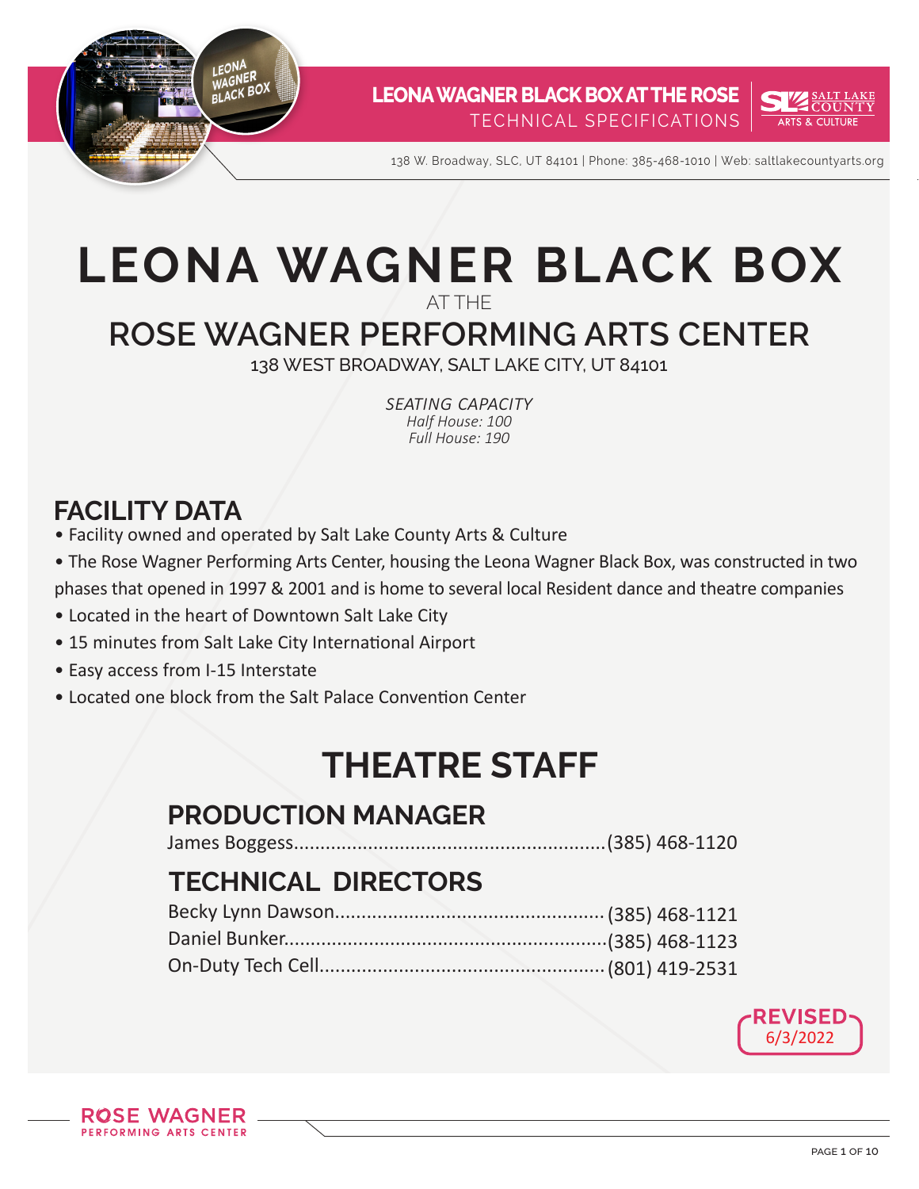# LEONA WAGNER BLACK BOX

AT THE

## ROSE WAGNER PERFORMING ARTS CENTER

138 WEST BROADWAY, SALT LAKE CITY, UT 84101

*SEATING CAPACITY*
*Half House: 100*
*Full House: 190*

## FACILITY DATA

- Facility owned and operated by Salt Lake County Arts & Culture
- The Rose Wagner Performing Arts Center, housing the Leona Wagner Black Box, was constructed in two phases that opened in 1997 & 2001 and is home to several local Resident dance and theatre companies
- Located in the heart of Downtown Salt Lake City
- 15 minutes from Salt Lake City International Airport
- Easy access from I-15 Interstate
- Located one block from the Salt Palace Convention Center

## THEATRE STAFF

### PRODUCTION MANAGER

James Boggess.......................................................(385) 468-1120

### TECHNICAL DIRECTORS

Becky Lynn Dawson.................................................(385) 468-1121
Daniel Bunker...........................................................(385) 468-1123
On-Duty Tech Cell....................................................(801) 419-2531

REVISED 6/3/2022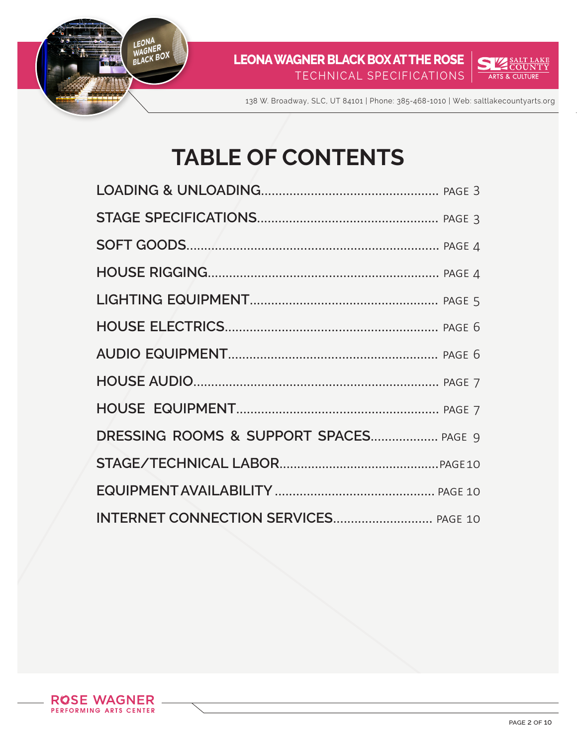# TABLE OF CONTENTS

| Section | Page |
|---|---|
| LOADING & UNLOADING | PAGE 3 |
| STAGE SPECIFICATIONS | PAGE 3 |
| SOFT GOODS | PAGE 4 |
| HOUSE RIGGING | PAGE 4 |
| LIGHTING EQUIPMENT | PAGE 5 |
| HOUSE ELECTRICS | PAGE 6 |
| AUDIO EQUIPMENT | PAGE 6 |
| HOUSE AUDIO | PAGE 7 |
| HOUSE EQUIPMENT | PAGE 7 |
| DRESSING ROOMS & SUPPORT SPACES | PAGE 9 |
| STAGE/TECHNICAL LABOR | PAGE 10 |
| EQUIPMENT AVAILABILITY | PAGE 10 |
| INTERNET CONNECTION SERVICES | PAGE 10 |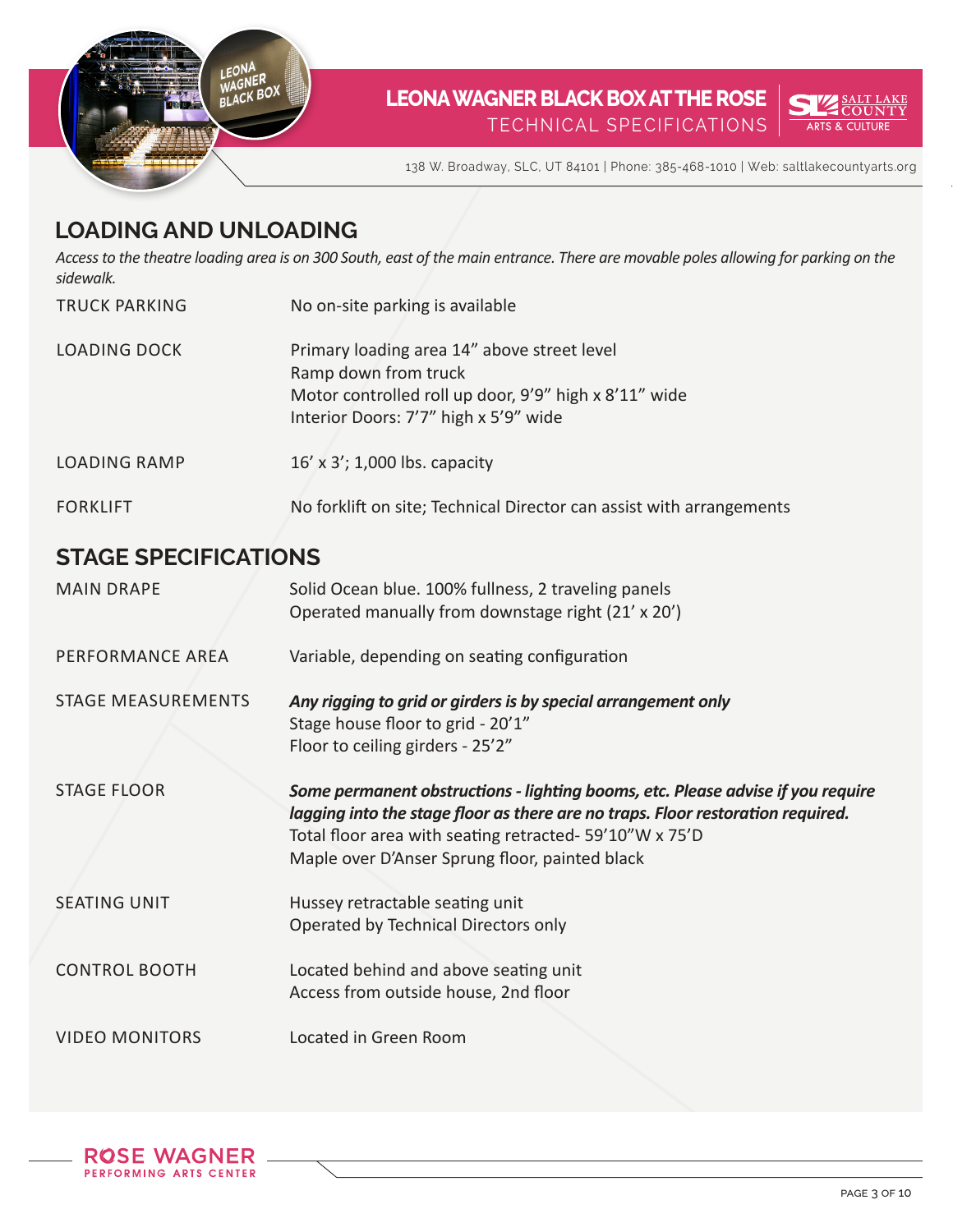## LOADING AND UNLOADING

*Access to the theatre loading area is on 300 South, east of the main entrance. There are movable poles allowing for parking on the sidewalk.*

| | |
|---|---|
| TRUCK PARKING | No on-site parking is available |
| LOADING DOCK | Primary loading area 14" above street level<br>Ramp down from truck<br>Motor controlled roll up door, 9'9" high x 8'11" wide<br>Interior Doors: 7'7" high x 5'9" wide |
| LOADING RAMP | 16' x 3'; 1,000 lbs. capacity |
| FORKLIFT | No forklift on site; Technical Director can assist with arrangements |

## STAGE SPECIFICATIONS

| | |
|---|---|
| MAIN DRAPE | Solid Ocean blue. 100% fullness, 2 traveling panels<br>Operated manually from downstage right (21' x 20') |
| PERFORMANCE AREA | Variable, depending on seating configuration |
| STAGE MEASUREMENTS | ***Any rigging to grid or girders is by special arrangement only***<br>Stage house floor to grid - 20'1"<br>Floor to ceiling girders - 25'2" |
| STAGE FLOOR | ***Some permanent obstructions - lighting booms, etc. Please advise if you require lagging into the stage floor as there are no traps. Floor restoration required.***<br>Total floor area with seating retracted- 59'10"W x 75'D<br>Maple over D'Anser Sprung floor, painted black |
| SEATING UNIT | Hussey retractable seating unit<br>Operated by Technical Directors only |
| CONTROL BOOTH | Located behind and above seating unit<br>Access from outside house, 2nd floor |
| VIDEO MONITORS | Located in Green Room |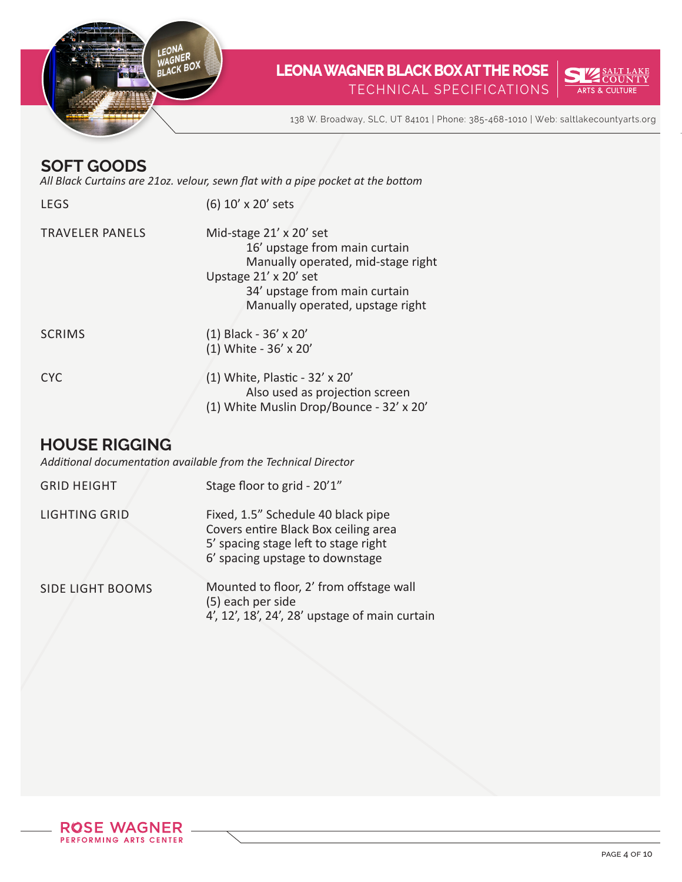## SOFT GOODS

*All Black Curtains are 21oz. velour, sewn flat with a pipe pocket at the bottom*

| | |
|---|---|
| LEGS | (6) 10’ x 20’ sets |
| TRAVELER PANELS | Mid-stage 21’ x 20’ set<br>16’ upstage from main curtain<br>Manually operated, mid-stage right<br>Upstage 21’ x 20’ set<br>34’ upstage from main curtain<br>Manually operated, upstage right |
| SCRIMS | (1) Black - 36’ x 20’<br>(1) White - 36’ x 20’ |
| CYC | (1) White, Plastic - 32’ x 20’<br>Also used as projection screen<br>(1) White Muslin Drop/Bounce - 32’ x 20’ |

## HOUSE RIGGING

*Additional documentation available from the Technical Director*

| | |
|---|---|
| GRID HEIGHT | Stage floor to grid - 20’1” |
| LIGHTING GRID | Fixed, 1.5” Schedule 40 black pipe<br>Covers entire Black Box ceiling area<br>5’ spacing stage left to stage right<br>6’ spacing upstage to downstage |
| SIDE LIGHT BOOMS | Mounted to floor, 2’ from offstage wall<br>(5) each per side<br>4’, 12’, 18’, 24’, 28’ upstage of main curtain |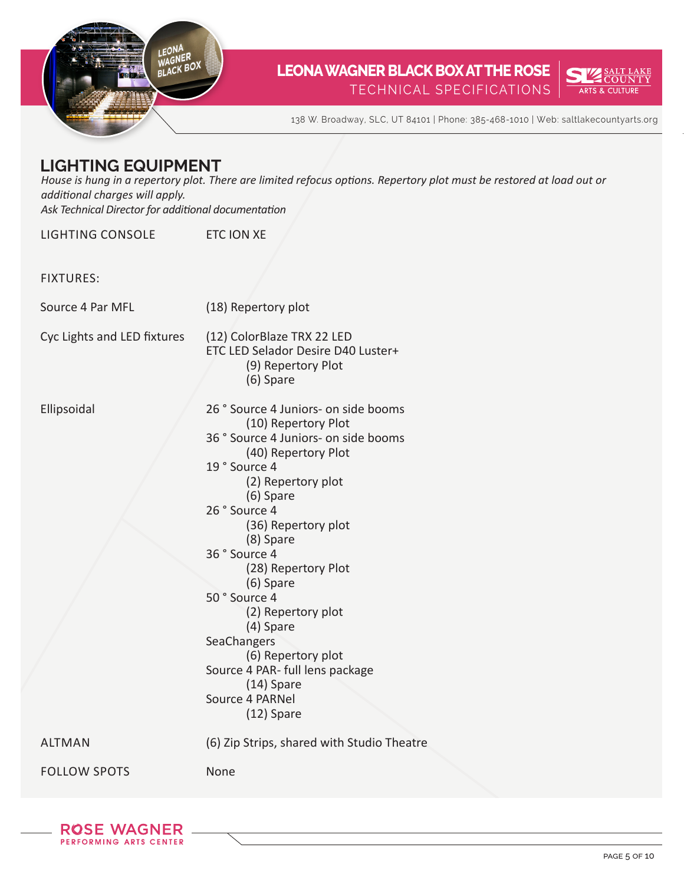## LIGHTING EQUIPMENT

*House is hung in a repertory plot. There are limited refocus options. Repertory plot must be restored at load out or additional charges will apply.*
*Ask Technical Director for additional documentation*

| | |
|---|---|
| LIGHTING CONSOLE | ETC ION XE |
| FIXTURES: | |
| Source 4 Par MFL | (18) Repertory plot |
| Cyc Lights and LED fixtures | (12) ColorBlaze TRX 22 LED<br>ETC LED Selador Desire D40 Luster+<br>(9) Repertory Plot<br>(6) Spare |
| Ellipsoidal | 26 ° Source 4 Juniors- on side booms<br>(10) Repertory Plot<br>36 ° Source 4 Juniors- on side booms<br>(40) Repertory Plot<br>19 ° Source 4<br>(2) Repertory plot<br>(6) Spare<br>26 ° Source 4<br>(36) Repertory plot<br>(8) Spare<br>36 ° Source 4<br>(28) Repertory Plot<br>(6) Spare<br>50 ° Source 4<br>(2) Repertory plot<br>(4) Spare<br>SeaChangers<br>(6) Repertory plot<br>Source 4 PAR- full lens package<br>(14) Spare<br>Source 4 PARNel<br>(12) Spare |
| ALTMAN | (6) Zip Strips, shared with Studio Theatre |
| FOLLOW SPOTS | None |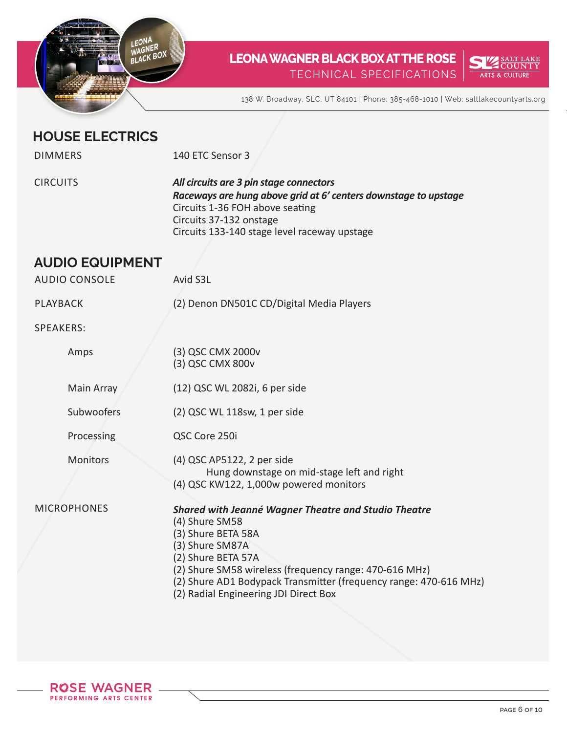## HOUSE ELECTRICS

| | |
|---|---|
| DIMMERS | 140 ETC Sensor 3 |
| CIRCUITS | ***All circuits are 3 pin stage connectors***<br>***Raceways are hung above grid at 6' centers downstage to upstage***<br>Circuits 1-36 FOH above seating<br>Circuits 37-132 onstage<br>Circuits 133-140 stage level raceway upstage |

## AUDIO EQUIPMENT

| | |
|---|---|
| AUDIO CONSOLE | Avid S3L |
| PLAYBACK | (2) Denon DN501C CD/Digital Media Players |
| SPEAKERS: | |
| Amps | (3) QSC CMX 2000v<br>(3) QSC CMX 800v |
| Main Array | (12) QSC WL 2082i, 6 per side |
| Subwoofers | (2) QSC WL 118sw, 1 per side |
| Processing | QSC Core 250i |
| Monitors | (4) QSC AP5122, 2 per side<br>Hung downstage on mid-stage left and right<br>(4) QSC KW122, 1,000w powered monitors |
| MICROPHONES | ***Shared with Jeanné Wagner Theatre and Studio Theatre***<br>(4) Shure SM58<br>(3) Shure BETA 58A<br>(3) Shure SM87A<br>(2) Shure BETA 57A<br>(2) Shure SM58 wireless (frequency range: 470-616 MHz)<br>(2) Shure AD1 Bodypack Transmitter (frequency range: 470-616 MHz)<br>(2) Radial Engineering JDI Direct Box |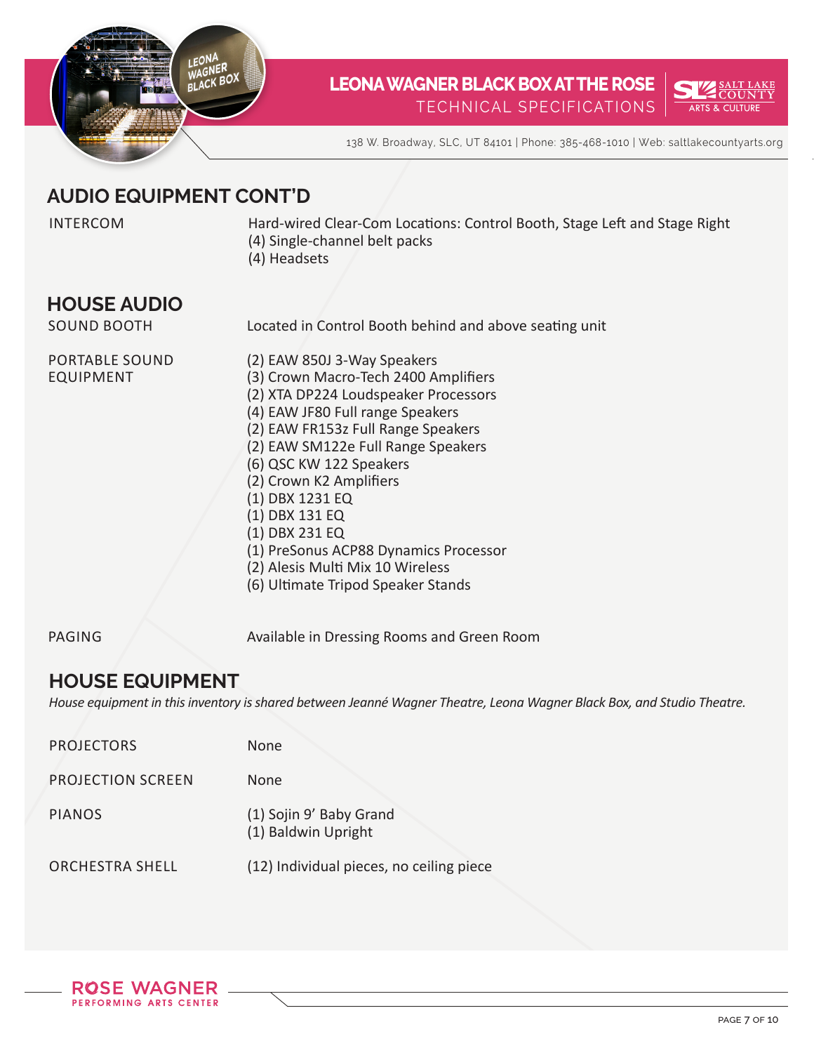## AUDIO EQUIPMENT CONT'D

| | |
|---|---|
| INTERCOM | Hard-wired Clear-Com Locations: Control Booth, Stage Left and Stage Right<br>(4) Single-channel belt packs<br>(4) Headsets |

## HOUSE AUDIO

| | |
|---|---|
| SOUND BOOTH | Located in Control Booth behind and above seating unit |
| PORTABLE SOUND EQUIPMENT | (2) EAW 850J 3-Way Speakers<br>(3) Crown Macro-Tech 2400 Amplifiers<br>(2) XTA DP224 Loudspeaker Processors<br>(4) EAW JF80 Full range Speakers<br>(2) EAW FR153z Full Range Speakers<br>(2) EAW SM122e Full Range Speakers<br>(6) QSC KW 122 Speakers<br>(2) Crown K2 Amplifiers<br>(1) DBX 1231 EQ<br>(1) DBX 131 EQ<br>(1) DBX 231 EQ<br>(1) PreSonus ACP88 Dynamics Processor<br>(2) Alesis Multi Mix 10 Wireless<br>(6) Ultimate Tripod Speaker Stands |
| PAGING | Available in Dressing Rooms and Green Room |

## HOUSE EQUIPMENT

*House equipment in this inventory is shared between Jeanné Wagner Theatre, Leona Wagner Black Box, and Studio Theatre.*

| | |
|---|---|
| PROJECTORS | None |
| PROJECTION SCREEN | None |
| PIANOS | (1) Sojin 9' Baby Grand<br>(1) Baldwin Upright |
| ORCHESTRA SHELL | (12) Individual pieces, no ceiling piece |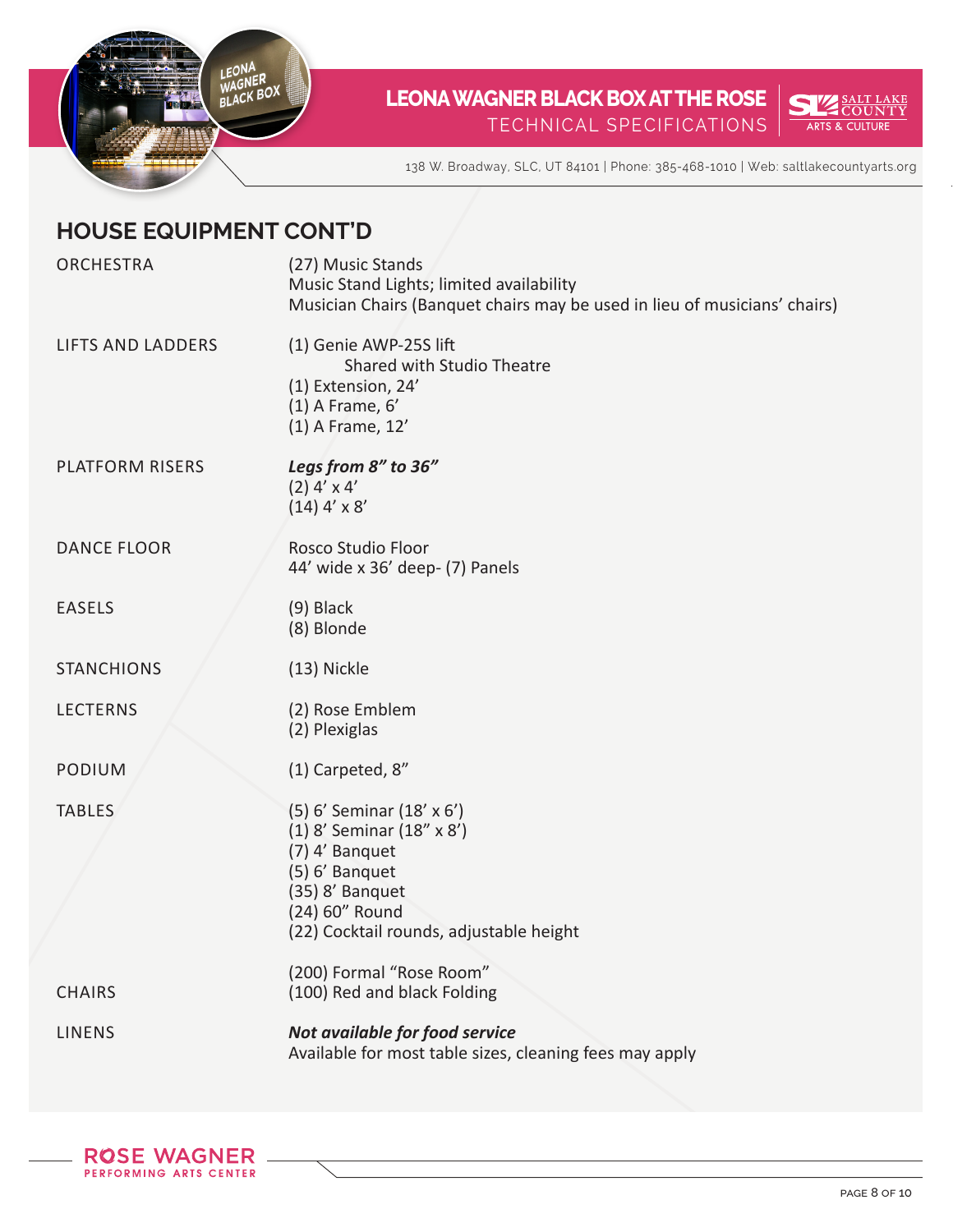## HOUSE EQUIPMENT CONT'D

| | |
|---|---|
| ORCHESTRA | (27) Music Stands<br>Music Stand Lights; limited availability<br>Musician Chairs (Banquet chairs may be used in lieu of musicians' chairs) |
| LIFTS AND LADDERS | (1) Genie AWP-25S lift<br>Shared with Studio Theatre<br>(1) Extension, 24'<br>(1) A Frame, 6'<br>(1) A Frame, 12' |
| PLATFORM RISERS | ***Legs from 8" to 36"***<br>(2) 4' x 4'<br>(14) 4' x 8' |
| DANCE FLOOR | Rosco Studio Floor<br>44' wide x 36' deep- (7) Panels |
| EASELS | (9) Black<br>(8) Blonde |
| STANCHIONS | (13) Nickle |
| LECTERNS | (2) Rose Emblem<br>(2) Plexiglas |
| PODIUM | (1) Carpeted, 8" |
| TABLES | (5) 6' Seminar (18' x 6')<br>(1) 8' Seminar (18" x 8')<br>(7) 4' Banquet<br>(5) 6' Banquet<br>(35) 8' Banquet<br>(24) 60" Round<br>(22) Cocktail rounds, adjustable height |
| CHAIRS | (200) Formal "Rose Room"<br>(100) Red and black Folding |
| LINENS | ***Not available for food service***<br>Available for most table sizes, cleaning fees may apply |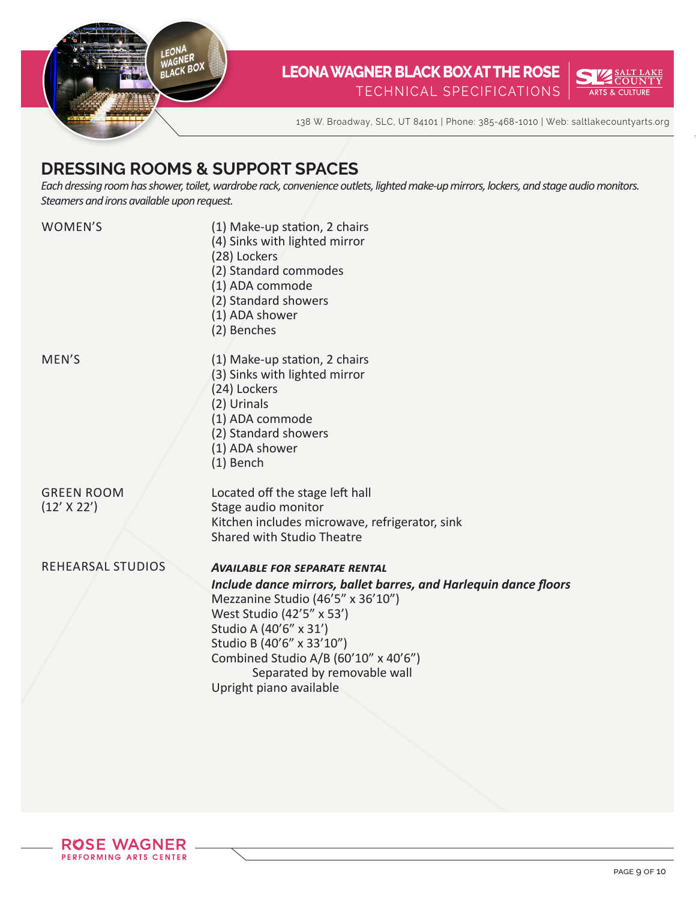## DRESSING ROOMS & SUPPORT SPACES

*Each dressing room has shower, toilet, wardrobe rack, convenience outlets, lighted make-up mirrors, lockers, and stage audio monitors. Steamers and irons available upon request.*

**WOMEN'S**

(1) Make-up station, 2 chairs
(4) Sinks with lighted mirror
(28) Lockers
(2) Standard commodes
(1) ADA commode
(2) Standard showers
(1) ADA shower
(2) Benches

**MEN'S**

(1) Make-up station, 2 chairs
(3) Sinks with lighted mirror
(24) Lockers
(2) Urinals
(1) ADA commode
(2) Standard showers
(1) ADA shower
(1) Bench

**GREEN ROOM (12' X 22')**

Located off the stage left hall
Stage audio monitor
Kitchen includes microwave, refrigerator, sink
Shared with Studio Theatre

**REHEARSAL STUDIOS**

***AVAILABLE FOR SEPARATE RENTAL***
***Include dance mirrors, ballet barres, and Harlequin dance floors***
Mezzanine Studio (46'5" x 36'10")
West Studio (42'5" x 53')
Studio A (40'6" x 31')
Studio B (40'6" x 33'10")
Combined Studio A/B (60'10" x 40'6")
    Separated by removable wall
Upright piano available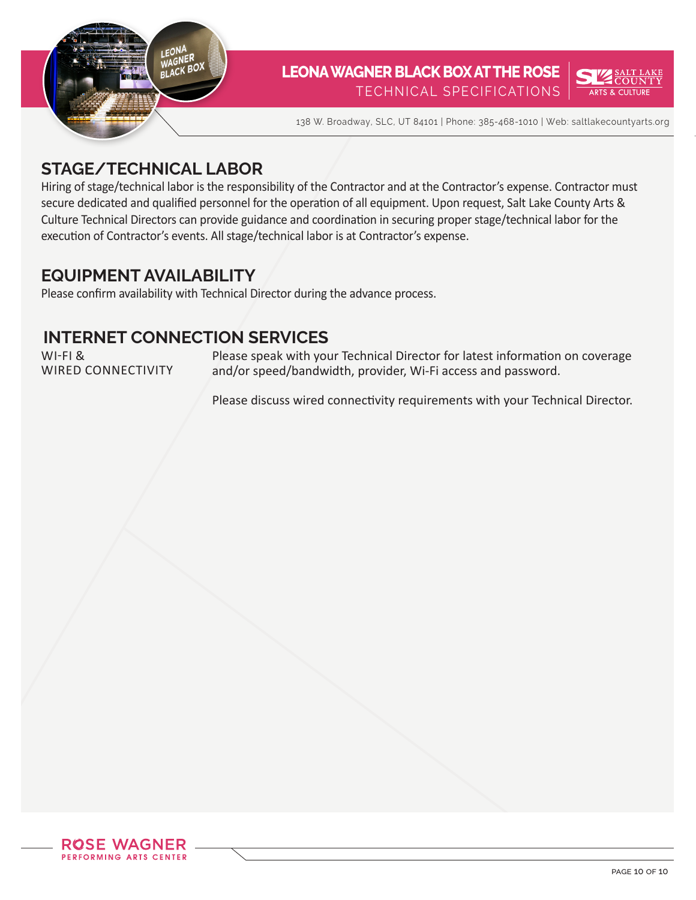## STAGE/TECHNICAL LABOR

Hiring of stage/technical labor is the responsibility of the Contractor and at the Contractor's expense. Contractor must secure dedicated and qualified personnel for the operation of all equipment. Upon request, Salt Lake County Arts & Culture Technical Directors can provide guidance and coordination in securing proper stage/technical labor for the execution of Contractor's events. All stage/technical labor is at Contractor's expense.

## EQUIPMENT AVAILABILITY

Please confirm availability with Technical Director during the advance process.

## INTERNET CONNECTION SERVICES

| | |
|---|---|
| WI-FI & WIRED CONNECTIVITY | Please speak with your Technical Director for latest information on coverage and/or speed/bandwidth, provider, Wi-Fi access and password. <br><br> Please discuss wired connectivity requirements with your Technical Director. |